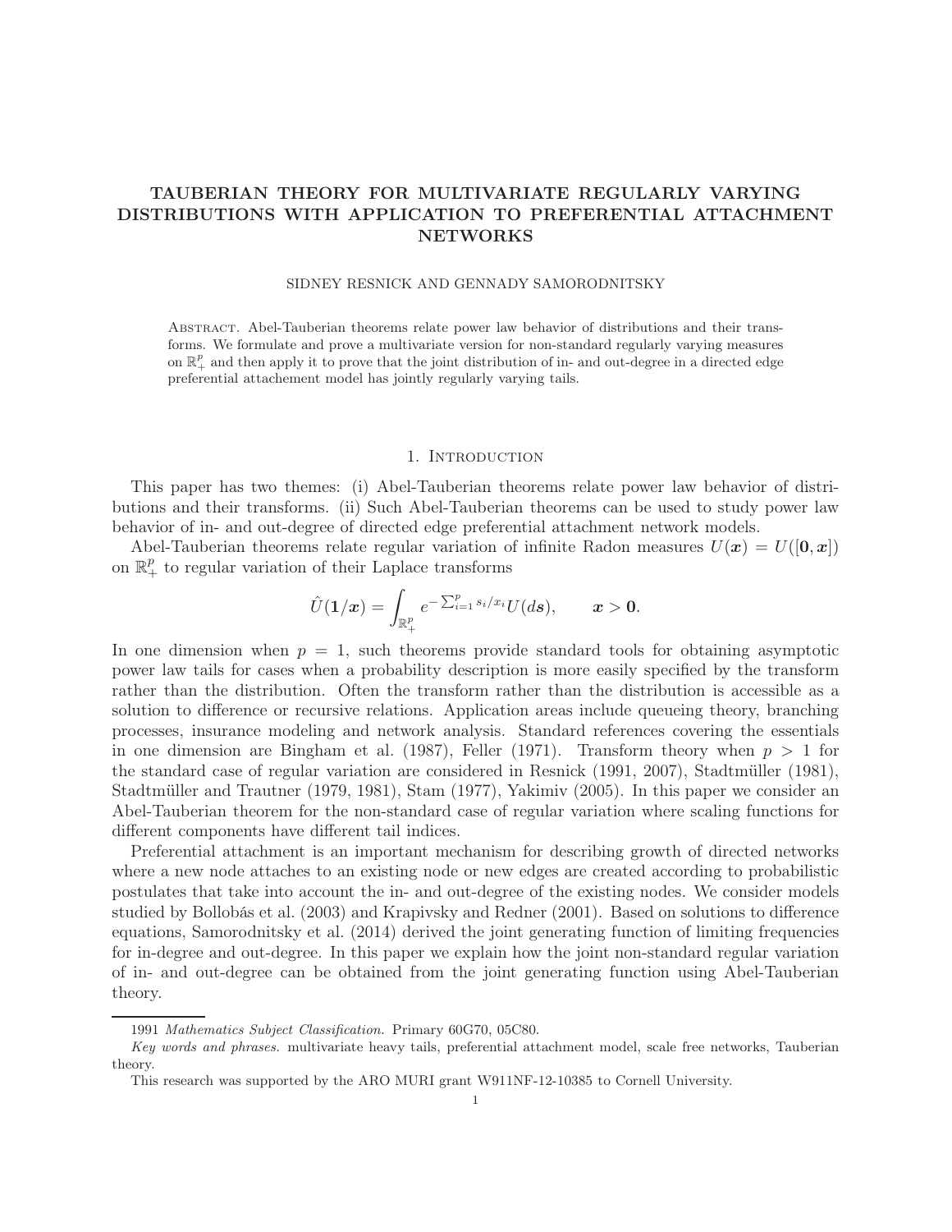# TAUBERIAN THEORY FOR MULTIVARIATE REGULARLY VARYING DISTRIBUTIONS WITH APPLICATION TO PREFERENTIAL ATTACHMENT NETWORKS

SIDNEY RESNICK AND GENNADY SAMORODNITSKY

Abstract. Abel-Tauberian theorems relate power law behavior of distributions and their transforms. We formulate and prove a multivariate version for non-standard regularly varying measures on $\mathbb{R}_+^p$ and then apply it to prove that the joint distribution of in- and out-degree in a directed edge preferential attachement model has jointly regularly varying tails.

## 1. Introduction

This paper has two themes: (i) Abel-Tauberian theorems relate power law behavior of distributions and their transforms. (ii) Such Abel-Tauberian theorems can be used to study power law behavior of in- and out-degree of directed edge preferential attachment network models.

Abel-Tauberian theorems relate regular variation of infinite Radon measures $U(\boldsymbol{x}) = U([\boldsymbol{0}, \boldsymbol{x}])$ on $\mathbb{R}_+^p$ to regular variation of their Laplace transforms

$$\hat{U}(\boldsymbol{1}/\boldsymbol{x}) = \int_{\mathbb{R}_+^p} e^{-\sum_{i=1}^p s_i/x_i} U(d\boldsymbol{s}), \qquad \boldsymbol{x} > \boldsymbol{0}.$$

In one dimension when $p = 1$, such theorems provide standard tools for obtaining asymptotic power law tails for cases when a probability description is more easily specified by the transform rather than the distribution. Often the transform rather than the distribution is accessible as a solution to difference or recursive relations. Application areas include queueing theory, branching processes, insurance modeling and network analysis. Standard references covering the essentials in one dimension are Bingham et al. (1987), Feller (1971). Transform theory when $p > 1$ for the standard case of regular variation are considered in Resnick (1991, 2007), Stadtmüller (1981), Stadtmüller and Trautner (1979, 1981), Stam (1977), Yakimiv (2005). In this paper we consider an Abel-Tauberian theorem for the non-standard case of regular variation where scaling functions for different components have different tail indices.

Preferential attachment is an important mechanism for describing growth of directed networks where a new node attaches to an existing node or new edges are created according to probabilistic postulates that take into account the in- and out-degree of the existing nodes. We consider models studied by Bollobás et al. (2003) and Krapivsky and Redner (2001). Based on solutions to difference equations, Samorodnitsky et al. (2014) derived the joint generating function of limiting frequencies for in-degree and out-degree. In this paper we explain how the joint non-standard regular variation of in- and out-degree can be obtained from the joint generating function using Abel-Tauberian theory.

---

1991 *Mathematics Subject Classification.* Primary 60G70, 05C80.

*Key words and phrases.* multivariate heavy tails, preferential attachment model, scale free networks, Tauberian theory.

This research was supported by the ARO MURI grant W911NF-12-10385 to Cornell University.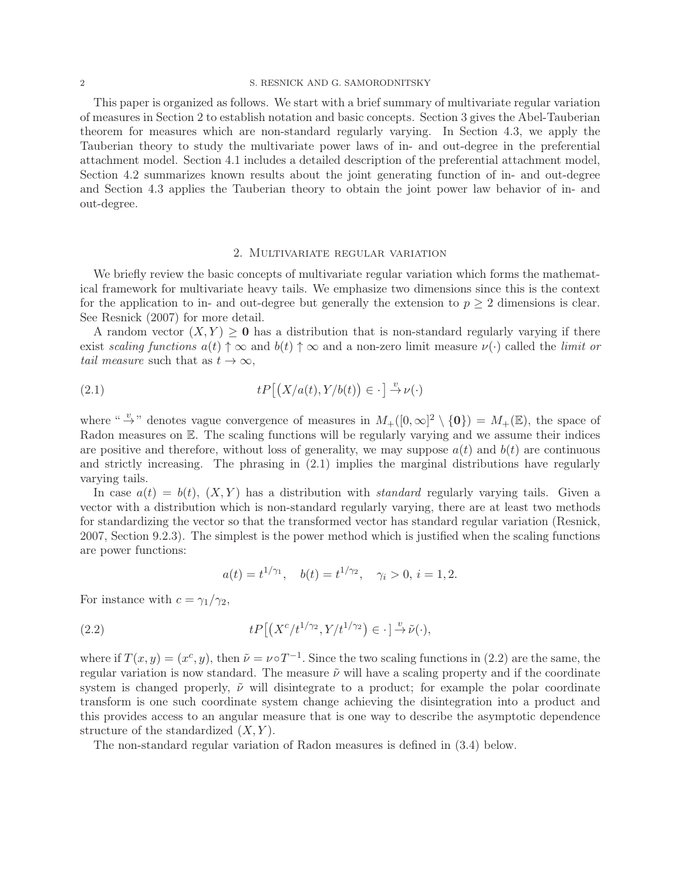This paper is organized as follows. We start with a brief summary of multivariate regular variation of measures in Section 2 to establish notation and basic concepts. Section 3 gives the Abel-Tauberian theorem for measures which are non-standard regularly varying. In Section 4.3, we apply the Tauberian theory to study the multivariate power laws of in- and out-degree in the preferential attachment model. Section 4.1 includes a detailed description of the preferential attachment model, Section 4.2 summarizes known results about the joint generating function of in- and out-degree and Section 4.3 applies the Tauberian theory to obtain the joint power law behavior of in- and out-degree.

## 2. Multivariate regular variation

We briefly review the basic concepts of multivariate regular variation which forms the mathematical framework for multivariate heavy tails. We emphasize two dimensions since this is the context for the application to in- and out-degree but generally the extension to $p \geq 2$ dimensions is clear. See Resnick (2007) for more detail.

A random vector $(X, Y) \geq \mathbf{0}$ has a distribution that is non-standard regularly varying if there exist *scaling functions* $a(t) \uparrow \infty$ and $b(t) \uparrow \infty$ and a non-zero limit measure $\nu(\cdot)$ called the *limit or tail measure* such that as $t \to \infty$,

$$tP\big[\big(X/a(t), Y/b(t)\big) \in \cdot\,\big] \xrightarrow{v} \nu(\cdot) \tag{2.1}$$

where "$\xrightarrow{v}$" denotes vague convergence of measures in $M_+([0,\infty]^2 \setminus \{\mathbf{0}\}) = M_+(\mathbb{E})$, the space of Radon measures on $\mathbb{E}$. The scaling functions will be regularly varying and we assume their indices are positive and therefore, without loss of generality, we may suppose $a(t)$ and $b(t)$ are continuous and strictly increasing. The phrasing in (2.1) implies the marginal distributions have regularly varying tails.

In case $a(t) = b(t)$, $(X, Y)$ has a distribution with *standard* regularly varying tails. Given a vector with a distribution which is non-standard regularly varying, there are at least two methods for standardizing the vector so that the transformed vector has standard regular variation (Resnick, 2007, Section 9.2.3). The simplest is the power method which is justified when the scaling functions are power functions:

$$a(t) = t^{1/\gamma_1}, \quad b(t) = t^{1/\gamma_2}, \quad \gamma_i > 0,\, i = 1, 2.$$

For instance with $c = \gamma_1/\gamma_2$,

$$tP\big[\big(X^c/t^{1/\gamma_2}, Y/t^{1/\gamma_2}\big) \in \cdot\,\big] \xrightarrow{v} \tilde{\nu}(\cdot), \tag{2.2}$$

where if $T(x, y) = (x^c, y)$, then $\tilde{\nu} = \nu \circ T^{-1}$. Since the two scaling functions in (2.2) are the same, the regular variation is now standard. The measure $\tilde{\nu}$ will have a scaling property and if the coordinate system is changed properly, $\tilde{\nu}$ will disintegrate to a product; for example the polar coordinate transform is one such coordinate system change achieving the disintegration into a product and this provides access to an angular measure that is one way to describe the asymptotic dependence structure of the standardized $(X, Y)$.

The non-standard regular variation of Radon measures is defined in (3.4) below.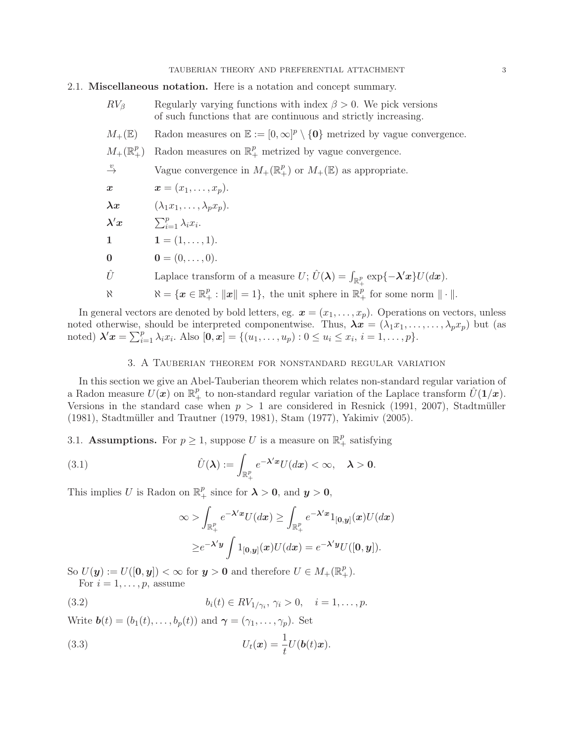### 2.1. Miscellaneous notation.

Here is a notation and concept summary.

| | |
|---|---|
| $RV_\beta$ | Regularly varying functions with index $\beta > 0$. We pick versions of such functions that are continuous and strictly increasing. |
| $M_+(\mathbb{E})$ | Radon measures on $\mathbb{E} := [0,\infty]^p \setminus \{\mathbf{0}\}$ metrized by vague convergence. |
| $M_+(\mathbb{R}_+^p)$ | Radon measures on $\mathbb{R}_+^p$ metrized by vague convergence. |
| $\stackrel{v}{\to}$ | Vague convergence in $M_+(\mathbb{R}_+^p)$ or $M_+(\mathbb{E})$ as appropriate. |
| $\boldsymbol{x}$ | $\boldsymbol{x} = (x_1, \dots, x_p)$. |
| $\boldsymbol{\lambda x}$ | $(\lambda_1 x_1, \dots, \lambda_p x_p)$. |
| $\boldsymbol{\lambda}'\boldsymbol{x}$ | $\sum_{i=1}^p \lambda_i x_i$. |
| $\mathbf{1}$ | $\mathbf{1} = (1, \dots, 1)$. |
| $\mathbf{0}$ | $\mathbf{0} = (0, \dots, 0)$. |
| $\hat{U}$ | Laplace transform of a measure $U$; $\hat{U}(\boldsymbol{\lambda}) = \int_{\mathbb{R}_+^p} \exp\{-\boldsymbol{\lambda}'\boldsymbol{x}\} U(d\boldsymbol{x})$. |
| $\aleph$ | $\aleph = \{\boldsymbol{x} \in \mathbb{R}_+^p : \|\boldsymbol{x}\| = 1\}$, the unit sphere in $\mathbb{R}_+^p$ for some norm $\|\cdot\|$. |

In general vectors are denoted by bold letters, eg. $\boldsymbol{x} = (x_1, \dots, x_p)$. Operations on vectors, unless noted otherwise, should be interpreted componentwise. Thus, $\boldsymbol{\lambda x} = (\lambda_1 x_1, \dots, \dots, \lambda_p x_p)$ but (as noted) $\boldsymbol{\lambda}'\boldsymbol{x} = \sum_{i=1}^p \lambda_i x_i$. Also $[\mathbf{0}, \boldsymbol{x}] = \{(u_1, \dots, u_p) : 0 \le u_i \le x_i,\ i = 1, \dots, p\}$.

## 3. A Tauberian theorem for nonstandard regular variation

In this section we give an Abel-Tauberian theorem which relates non-standard regular variation of a Radon measure $U(\boldsymbol{x})$ on $\mathbb{R}_+^p$ to non-standard regular variation of the Laplace transform $\hat{U}(\mathbf{1}/\boldsymbol{x})$. Versions in the standard case when $p > 1$ are considered in Resnick (1991, 2007), Stadtmüller (1981), Stadtmüller and Trautner (1979, 1981), Stam (1977), Yakimiv (2005).

### 3.1. Assumptions.

For $p \ge 1$, suppose $U$ is a measure on $\mathbb{R}_+^p$ satisfying

$$\hat{U}(\boldsymbol{\lambda}) := \int_{\mathbb{R}_+^p} e^{-\boldsymbol{\lambda}'\boldsymbol{x}} U(d\boldsymbol{x}) < \infty, \quad \boldsymbol{\lambda} > \mathbf{0}. \tag{3.1}$$

This implies $U$ is Radon on $\mathbb{R}_+^p$ since for $\boldsymbol{\lambda} > \mathbf{0}$, and $\boldsymbol{y} > \mathbf{0}$,

$$\begin{aligned} \infty > \int_{\mathbb{R}_+^p} e^{-\boldsymbol{\lambda}'\boldsymbol{x}} U(d\boldsymbol{x}) &\ge \int_{\mathbb{R}_+^p} e^{-\boldsymbol{\lambda}'\boldsymbol{x}} 1_{[\mathbf{0},\boldsymbol{y}]}(\boldsymbol{x}) U(d\boldsymbol{x}) \\ &\ge e^{-\boldsymbol{\lambda}'\boldsymbol{y}} \int 1_{[\mathbf{0},\boldsymbol{y}]}(\boldsymbol{x}) U(d\boldsymbol{x}) = e^{-\boldsymbol{\lambda}'\boldsymbol{y}} U([\mathbf{0}, \boldsymbol{y}]). \end{aligned}$$

So $U(\boldsymbol{y}) := U([\mathbf{0}, \boldsymbol{y}]) < \infty$ for $\boldsymbol{y} > \mathbf{0}$ and therefore $U \in M_+(\mathbb{R}_+^p)$.

For $i = 1, \dots, p$, assume

$$b_i(t) \in RV_{1/\gamma_i},\ \gamma_i > 0, \quad i = 1, \dots, p. \tag{3.2}$$

Write $\boldsymbol{b}(t) = (b_1(t), \dots, b_p(t))$ and $\boldsymbol{\gamma} = (\gamma_1, \dots, \gamma_p)$. Set

$$U_t(\boldsymbol{x}) = \frac{1}{t} U(\boldsymbol{b}(t)\boldsymbol{x}). \tag{3.3}$$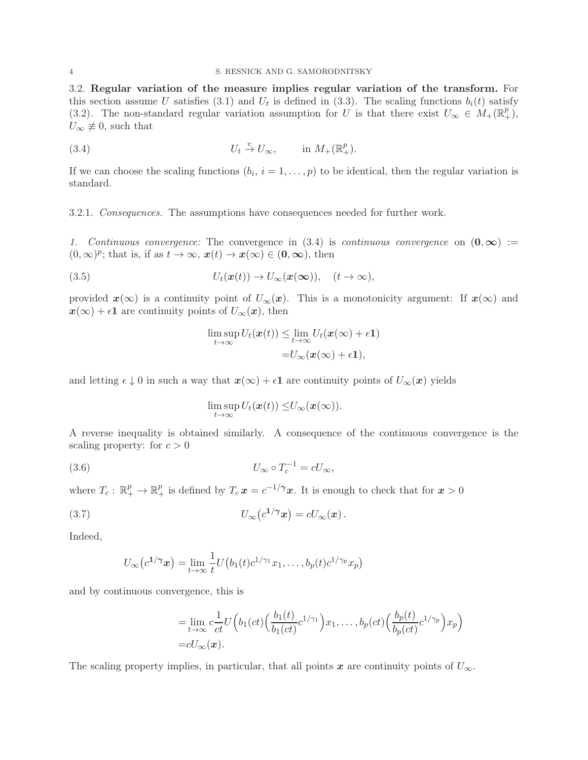### 3.2. Regular variation of the measure implies regular variation of the transform.

For this section assume $U$ satisfies (3.1) and $U_t$ is defined in (3.3). The scaling functions $b_i(t)$ satisfy (3.2). The non-standard regular variation assumption for $U$ is that there exist $U_\infty \in M_+(\mathbb{R}_+^p)$, $U_\infty \not\equiv 0$, such that

$$U_t \xrightarrow{v} U_\infty, \qquad \text{in } M_+(\mathbb{R}_+^p). \tag{3.4}$$

If we can choose the scaling functions ($b_i$, $i = 1, \dots, p$) to be identical, then the regular variation is standard.

#### 3.2.1. *Consequences.*

The assumptions have consequences needed for further work.

*1. Continuous convergence:* The convergence in (3.4) is *continuous convergence* on $(\mathbf{0}, \boldsymbol{\infty}) := (0, \infty)^p$; that is, if as $t \to \infty$, $\boldsymbol{x}(t) \to \boldsymbol{x}(\infty) \in (\mathbf{0}, \boldsymbol{\infty})$, then

$$U_t(\boldsymbol{x}(t)) \to U_\infty(\boldsymbol{x}(\boldsymbol{\infty})), \quad (t \to \infty), \tag{3.5}$$

provided $\boldsymbol{x}(\infty)$ is a continuity point of $U_\infty(\boldsymbol{x})$. This is a monotonicity argument: If $\boldsymbol{x}(\infty)$ and $\boldsymbol{x}(\infty) + \epsilon \mathbf{1}$ are continuity points of $U_\infty(\boldsymbol{x})$, then

$$\begin{aligned}\limsup_{t\to\infty} U_t(\boldsymbol{x}(t)) \le& \lim_{t\to\infty} U_t(\boldsymbol{x}(\infty) + \epsilon\mathbf{1}) \\ =& U_\infty(\boldsymbol{x}(\infty) + \epsilon\mathbf{1}),\end{aligned}$$

and letting $\epsilon \downarrow 0$ in such a way that $\boldsymbol{x}(\infty) + \epsilon\mathbf{1}$ are continuity points of $U_\infty(\boldsymbol{x})$ yields

$$\limsup_{t\to\infty} U_t(\boldsymbol{x}(t)) \le U_\infty(\boldsymbol{x}(\infty)).$$

A reverse inequality is obtained similarly. A consequence of the continuous convergence is the scaling property: for $c > 0$

$$U_\infty \circ T_c^{-1} = cU_\infty, \tag{3.6}$$

where $T_c : \mathbb{R}_+^p \to \mathbb{R}_+^p$ is defined by $T_c\,\boldsymbol{x} = c^{-1/\boldsymbol{\gamma}}\boldsymbol{x}$. It is enough to check that for $\boldsymbol{x} > 0$

$$U_\infty\big(c^{\mathbf{1}/\boldsymbol{\gamma}}\boldsymbol{x}\big) = cU_\infty(\boldsymbol{x}). \tag{3.7}$$

Indeed,

$$U_\infty\big(c^{\mathbf{1}/\boldsymbol{\gamma}}\boldsymbol{x}\big) = \lim_{t\to\infty} \frac{1}{t} U\big(b_1(t)c^{1/\gamma_1}x_1, \dots, b_p(t)c^{1/\gamma_p}x_p\big)$$

and by continuous convergence, this is

$$\begin{aligned}=& \lim_{t\to\infty} c\frac{1}{ct} U\Big(b_1(ct)\Big(\frac{b_1(t)}{b_1(ct)}c^{1/\gamma_1}\Big)x_1, \dots, b_p(ct)\Big(\frac{b_p(t)}{b_p(ct)}c^{1/\gamma_p}\Big)x_p\Big) \\ =& cU_\infty(\boldsymbol{x}).\end{aligned}$$

The scaling property implies, in particular, that all points $\boldsymbol{x}$ are continuity points of $U_\infty$.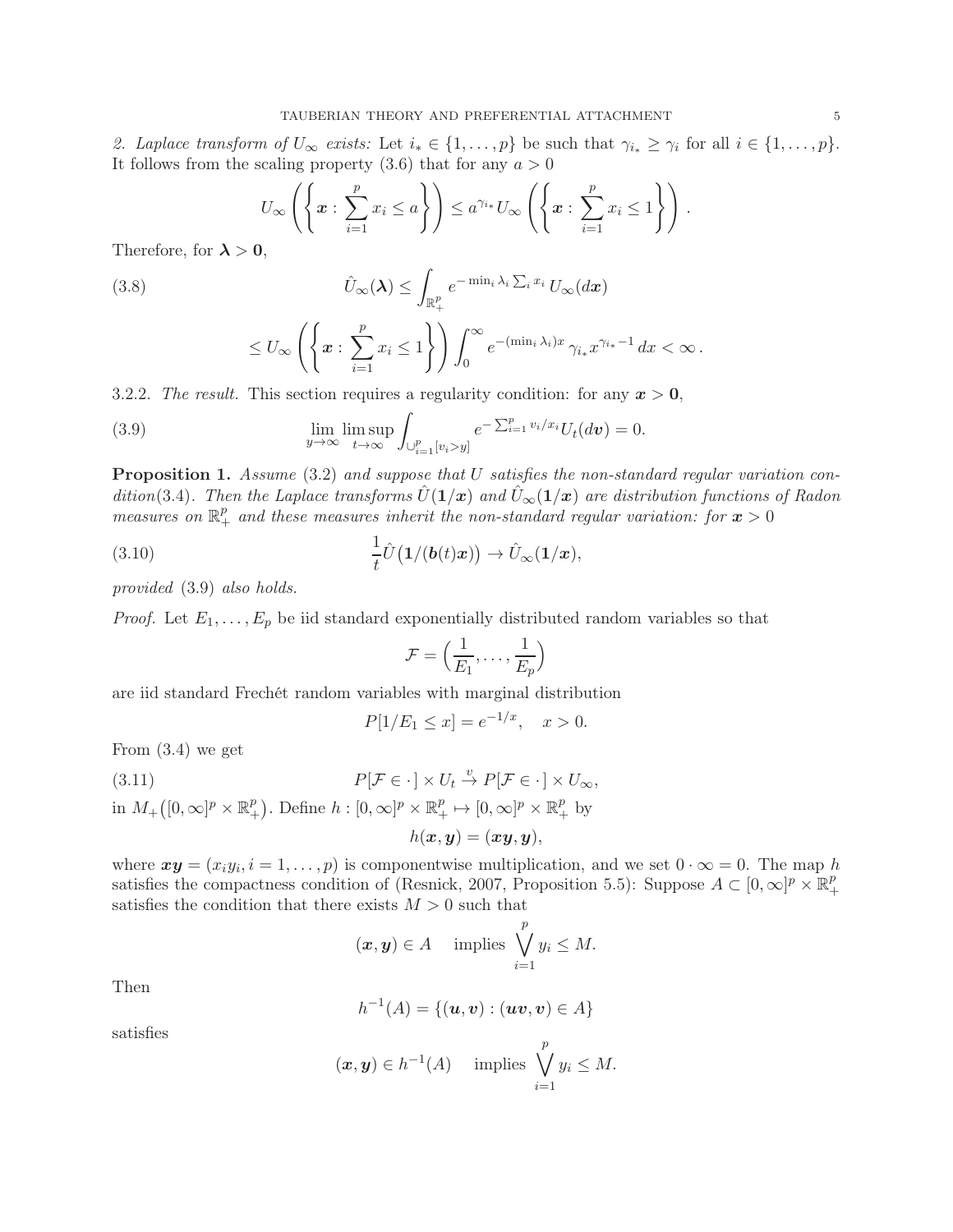*2. Laplace transform of $U_\infty$ exists:* Let $i_* \in \{1,\dots,p\}$ be such that $\gamma_{i_*} \geq \gamma_i$ for all $i \in \{1,\dots,p\}$. It follows from the scaling property (3.6) that for any $a > 0$

$$U_\infty\left(\left\{\boldsymbol{x} : \sum_{i=1}^p x_i \leq a\right\}\right) \leq a^{\gamma_{i_*}} U_\infty\left(\left\{\boldsymbol{x} : \sum_{i=1}^p x_i \leq 1\right\}\right).$$

Therefore, for $\boldsymbol{\lambda} > \boldsymbol{0}$,

$$\hat{U}_\infty(\boldsymbol{\lambda}) \leq \int_{\mathbb{R}_+^p} e^{-\min_i \lambda_i \sum_i x_i}\, U_\infty(d\boldsymbol{x}) \tag{3.8}$$

$$\leq U_\infty\left(\left\{\boldsymbol{x} : \sum_{i=1}^p x_i \leq 1\right\}\right) \int_0^\infty e^{-(\min_i \lambda_i)x}\, \gamma_{i_*} x^{\gamma_{i_*}-1}\, dx < \infty\,.$$

3.2.2. *The result.* This section requires a regularity condition: for any $\boldsymbol{x} > \boldsymbol{0}$,

$$\lim_{y\to\infty} \limsup_{t\to\infty} \int_{\cup_{i=1}^p [v_i > y]} e^{-\sum_{i=1}^p v_i/x_i} U_t(d\boldsymbol{v}) = 0. \tag{3.9}$$

**Proposition 1.** *Assume* (3.2) *and suppose that $U$ satisfies the non-standard regular variation condition*(3.4)*. Then the Laplace transforms $\hat{U}(\boldsymbol{1}/\boldsymbol{x})$ and $\hat{U}_\infty(\boldsymbol{1}/\boldsymbol{x})$ are distribution functions of Radon measures on $\mathbb{R}_+^p$ and these measures inherit the non-standard regular variation: for $\boldsymbol{x} > 0$*

$$\frac{1}{t}\hat{U}\big(\boldsymbol{1}/(\boldsymbol{b}(t)\boldsymbol{x})\big) \to \hat{U}_\infty(\boldsymbol{1}/\boldsymbol{x}), \tag{3.10}$$

*provided* (3.9) *also holds.*

*Proof.* Let $E_1,\dots,E_p$ be iid standard exponentially distributed random variables so that

$$\mathcal{F} = \Big(\frac{1}{E_1},\dots,\frac{1}{E_p}\Big)$$

are iid standard Frechét random variables with marginal distribution

$$P[1/E_1 \leq x] = e^{-1/x}, \quad x > 0.$$

From (3.4) we get

$$P[\mathcal{F} \in \cdot\,] \times U_t \xrightarrow{v} P[\mathcal{F} \in \cdot\,] \times U_\infty, \tag{3.11}$$

in $M_+\big([0,\infty]^p \times \mathbb{R}_+^p\big)$. Define $h : [0,\infty]^p \times \mathbb{R}_+^p \mapsto [0,\infty]^p \times \mathbb{R}_+^p$ by

$$h(\boldsymbol{x},\boldsymbol{y}) = (\boldsymbol{xy},\boldsymbol{y}),$$

where $\boldsymbol{xy} = (x_i y_i, i = 1,\dots,p)$ is componentwise multiplication, and we set $0 \cdot \infty = 0$. The map $h$ satisfies the compactness condition of (Resnick, 2007, Proposition 5.5): Suppose $A \subset [0,\infty]^p \times \mathbb{R}_+^p$ satisfies the condition that there exists $M > 0$ such that

$$(\boldsymbol{x},\boldsymbol{y}) \in A \quad \text{implies } \bigvee_{i=1}^p y_i \leq M.$$

Then

$$h^{-1}(A) = \{(\boldsymbol{u},\boldsymbol{v}) : (\boldsymbol{uv},\boldsymbol{v}) \in A\}$$

satisfies

$$(\boldsymbol{x},\boldsymbol{y}) \in h^{-1}(A) \quad \text{implies } \bigvee_{i=1}^p y_i \leq M.$$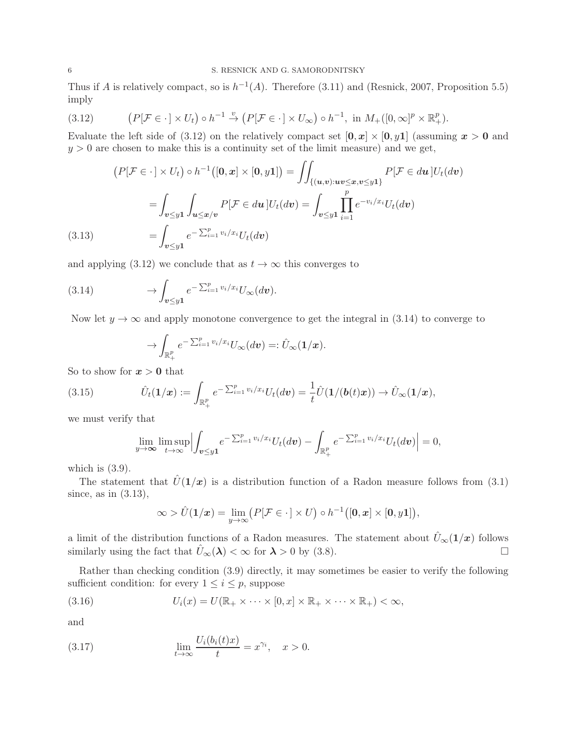Thus if $A$ is relatively compact, so is $h^{-1}(A)$. Therefore (3.11) and (Resnick, 2007, Proposition 5.5) imply

$$
\big(P[\mathcal{F} \in \cdot\,] \times U_t\big) \circ h^{-1} \stackrel{v}{\to} \big(P[\mathcal{F} \in \cdot\,] \times U_\infty\big) \circ h^{-1}, \text{ in } M_+([0,\infty]^p \times \mathbb{R}_+^p). \tag{3.12}
$$

Evaluate the left side of (3.12) on the relatively compact set $[\mathbf{0}, \boldsymbol{x}] \times [\mathbf{0}, y\mathbf{1}]$ (assuming $\boldsymbol{x} > \mathbf{0}$ and $y > 0$ are chosen to make this is a continuity set of the limit measure) and we get,

$$
\begin{aligned}
\big(P[\mathcal{F} \in \cdot\,] \times U_t\big) \circ h^{-1}\big([\mathbf{0}, \boldsymbol{x}] \times [\mathbf{0}, y\mathbf{1}]\big) &= \iint_{\{(\boldsymbol{u},\boldsymbol{v}):\boldsymbol{u}\boldsymbol{v}\le\boldsymbol{x},\boldsymbol{v}\le y\mathbf{1}\}} P[\mathcal{F} \in d\boldsymbol{u}\,]U_t(d\boldsymbol{v}) \\
&= \int_{\boldsymbol{v}\le y\mathbf{1}} \int_{\boldsymbol{u}\le \boldsymbol{x}/\boldsymbol{v}} P[\mathcal{F} \in d\boldsymbol{u}\,]U_t(d\boldsymbol{v}) = \int_{\boldsymbol{v}\le y\mathbf{1}} \prod_{i=1}^p e^{-v_i/x_i} U_t(d\boldsymbol{v}) \\
&= \int_{\boldsymbol{v}\le y\mathbf{1}} e^{-\sum_{i=1}^p v_i/x_i} U_t(d\boldsymbol{v})
\end{aligned} \tag{3.13}
$$

and applying (3.12) we conclude that as $t \to \infty$ this converges to

$$
\to \int_{\boldsymbol{v}\le y\mathbf{1}} e^{-\sum_{i=1}^p v_i/x_i} U_\infty(d\boldsymbol{v}). \tag{3.14}
$$

Now let $y \to \infty$ and apply monotone convergence to get the integral in (3.14) to converge to

$$
\to \int_{\mathbb{R}_+^p} e^{-\sum_{i=1}^p v_i/x_i} U_\infty(d\boldsymbol{v}) =: \hat{U}_\infty(\mathbf{1}/\boldsymbol{x}).
$$

So to show for $\boldsymbol{x} > \mathbf{0}$ that

$$
\hat{U}_t(\mathbf{1}/\boldsymbol{x}) := \int_{\mathbb{R}_+^p} e^{-\sum_{i=1}^p v_i/x_i} U_t(d\boldsymbol{v}) = \frac{1}{t}\hat{U}(\mathbf{1}/(\boldsymbol{b}(t)\boldsymbol{x})) \to \hat{U}_\infty(\mathbf{1}/\boldsymbol{x}), \tag{3.15}
$$

we must verify that

$$
\lim_{y\to\infty} \limsup_{t\to\infty} \Big| \int_{\boldsymbol{v}\le y\mathbf{1}} e^{-\sum_{i=1}^p v_i/x_i} U_t(d\boldsymbol{v}) - \int_{\mathbb{R}_+^p} e^{-\sum_{i=1}^p v_i/x_i} U_t(d\boldsymbol{v}) \Big| = 0,
$$

which is (3.9).

The statement that $\hat{U}(\mathbf{1}/\boldsymbol{x})$ is a distribution function of a Radon measure follows from (3.1) since, as in (3.13),

$$
\infty > \hat{U}(\mathbf{1}/\boldsymbol{x}) = \lim_{y\to\infty} \big(P[\mathcal{F} \in \cdot\,] \times U\big) \circ h^{-1}\big([\mathbf{0}, \boldsymbol{x}] \times [\mathbf{0}, y\mathbf{1}]\big),
$$

a limit of the distribution functions of a Radon measures. The statement about $\hat{U}_\infty(\mathbf{1}/\boldsymbol{x})$ follows similarly using the fact that $\hat{U}_\infty(\boldsymbol{\lambda}) < \infty$ for $\boldsymbol{\lambda} > 0$ by (3.8). □

Rather than checking condition (3.9) directly, it may sometimes be easier to verify the following sufficient condition: for every $1 \le i \le p$, suppose

$$
U_i(x) = U(\mathbb{R}_+ \times \cdots \times [0, x] \times \mathbb{R}_+ \times \cdots \times \mathbb{R}_+) < \infty, \tag{3.16}
$$

and

$$
\lim_{t\to\infty} \frac{U_i(b_i(t)x)}{t} = x^{\gamma_i}, \quad x > 0. \tag{3.17}
$$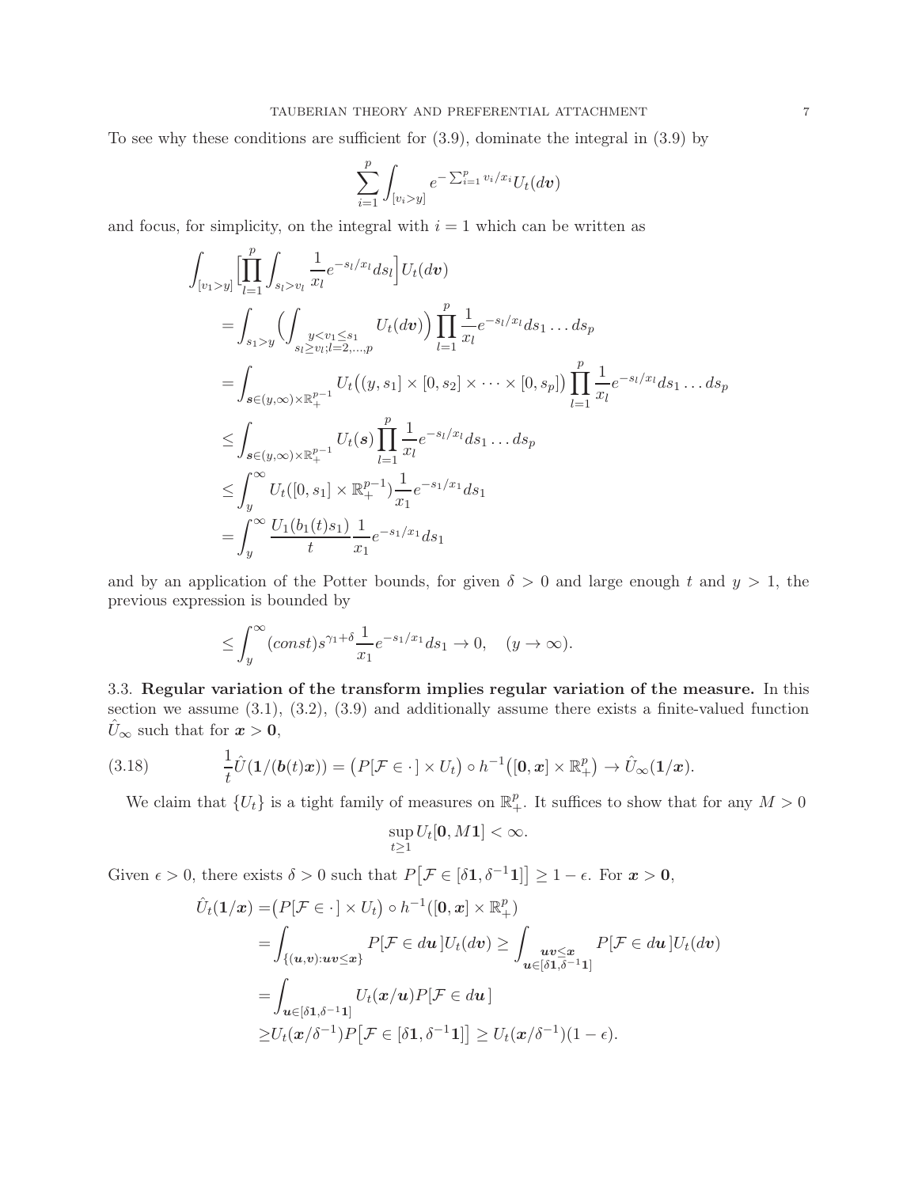To see why these conditions are sufficient for (3.9), dominate the integral in (3.9) by

$$\sum_{i=1}^{p} \int_{[v_i > y]} e^{-\sum_{i=1}^{p} v_i/x_i} U_t(d\boldsymbol{v})$$

and focus, for simplicity, on the integral with $i = 1$ which can be written as

$$\begin{aligned}
\int_{[v_1>y]} \Big[\prod_{l=1}^{p} \int_{s_l > v_l} \frac{1}{x_l} e^{-s_l/x_l} ds_l\Big] U_t(d\boldsymbol{v})
&= \int_{s_1>y} \Big( \int_{\substack{y<v_1\le s_1 \\ s_l \ge v_l; l=2,\dots,p}} U_t(d\boldsymbol{v}) \Big) \prod_{l=1}^{p} \frac{1}{x_l} e^{-s_l/x_l} ds_1 \dots ds_p \\
&= \int_{\boldsymbol{s} \in (y,\infty)\times \mathbb{R}_+^{p-1}} U_t\big((y, s_1] \times [0, s_2] \times \cdots \times [0, s_p]\big) \prod_{l=1}^{p} \frac{1}{x_l} e^{-s_l/x_l} ds_1 \dots ds_p \\
&\le \int_{\boldsymbol{s} \in (y,\infty)\times \mathbb{R}_+^{p-1}} U_t(\boldsymbol{s}) \prod_{l=1}^{p} \frac{1}{x_l} e^{-s_l/x_l} ds_1 \dots ds_p \\
&\le \int_{y}^{\infty} U_t([0, s_1] \times \mathbb{R}_+^{p-1}) \frac{1}{x_1} e^{-s_1/x_1} ds_1 \\
&= \int_{y}^{\infty} \frac{U_1(b_1(t)s_1)}{t} \frac{1}{x_1} e^{-s_1/x_1} ds_1
\end{aligned}$$

and by an application of the Potter bounds, for given $\delta > 0$ and large enough $t$ and $y > 1$, the previous expression is bounded by

$$\le \int_{y}^{\infty} (const) s^{\gamma_1+\delta} \frac{1}{x_1} e^{-s_1/x_1} ds_1 \to 0, \quad (y \to \infty).$$

### 3.3. Regular variation of the transform implies regular variation of the measure.

In this section we assume (3.1), (3.2), (3.9) and additionally assume there exists a finite-valued function $\hat{U}_\infty$ such that for $\boldsymbol{x} > \boldsymbol{0}$,

$$\frac{1}{t} \hat{U}(\boldsymbol{1}/(\boldsymbol{b}(t)\boldsymbol{x})) = \big(P[\mathcal{F} \in \cdot\,] \times U_t\big) \circ h^{-1}\big([\boldsymbol{0}, \boldsymbol{x}] \times \mathbb{R}_+^p\big) \to \hat{U}_\infty(\boldsymbol{1}/\boldsymbol{x}). \tag{3.18}$$

We claim that $\{U_t\}$ is a tight family of measures on $\mathbb{R}_+^p$. It suffices to show that for any $M > 0$

$$\sup_{t \ge 1} U_t[\boldsymbol{0}, M\boldsymbol{1}] < \infty.$$

Given $\epsilon > 0$, there exists $\delta > 0$ such that $P\big[\mathcal{F} \in [\delta \boldsymbol{1}, \delta^{-1}\boldsymbol{1}]\big] \ge 1 - \epsilon$. For $\boldsymbol{x} > \boldsymbol{0}$,

$$\begin{aligned}
\hat{U}_t(\boldsymbol{1}/\boldsymbol{x}) &= \big(P[\mathcal{F} \in \cdot\,] \times U_t\big) \circ h^{-1}([\boldsymbol{0}, \boldsymbol{x}] \times \mathbb{R}_+^p) \\
&= \int_{\{(\boldsymbol{u},\boldsymbol{v}): \boldsymbol{u}\boldsymbol{v} \le \boldsymbol{x}\}} P[\mathcal{F} \in d\boldsymbol{u}\,] U_t(d\boldsymbol{v}) \ge \int_{\substack{\boldsymbol{u}\boldsymbol{v} \le \boldsymbol{x} \\ \boldsymbol{u} \in [\delta\boldsymbol{1}, \delta^{-1}\boldsymbol{1}]}} P[\mathcal{F} \in d\boldsymbol{u}\,] U_t(d\boldsymbol{v}) \\
&= \int_{\boldsymbol{u} \in [\delta\boldsymbol{1}, \delta^{-1}\boldsymbol{1}]} U_t(\boldsymbol{x}/\boldsymbol{u}) P[\mathcal{F} \in d\boldsymbol{u}\,] \\
&\ge U_t(\boldsymbol{x}/\delta^{-1}) P\big[\mathcal{F} \in [\delta\boldsymbol{1}, \delta^{-1}\boldsymbol{1}]\big] \ge U_t(\boldsymbol{x}/\delta^{-1})(1 - \epsilon).
\end{aligned}$$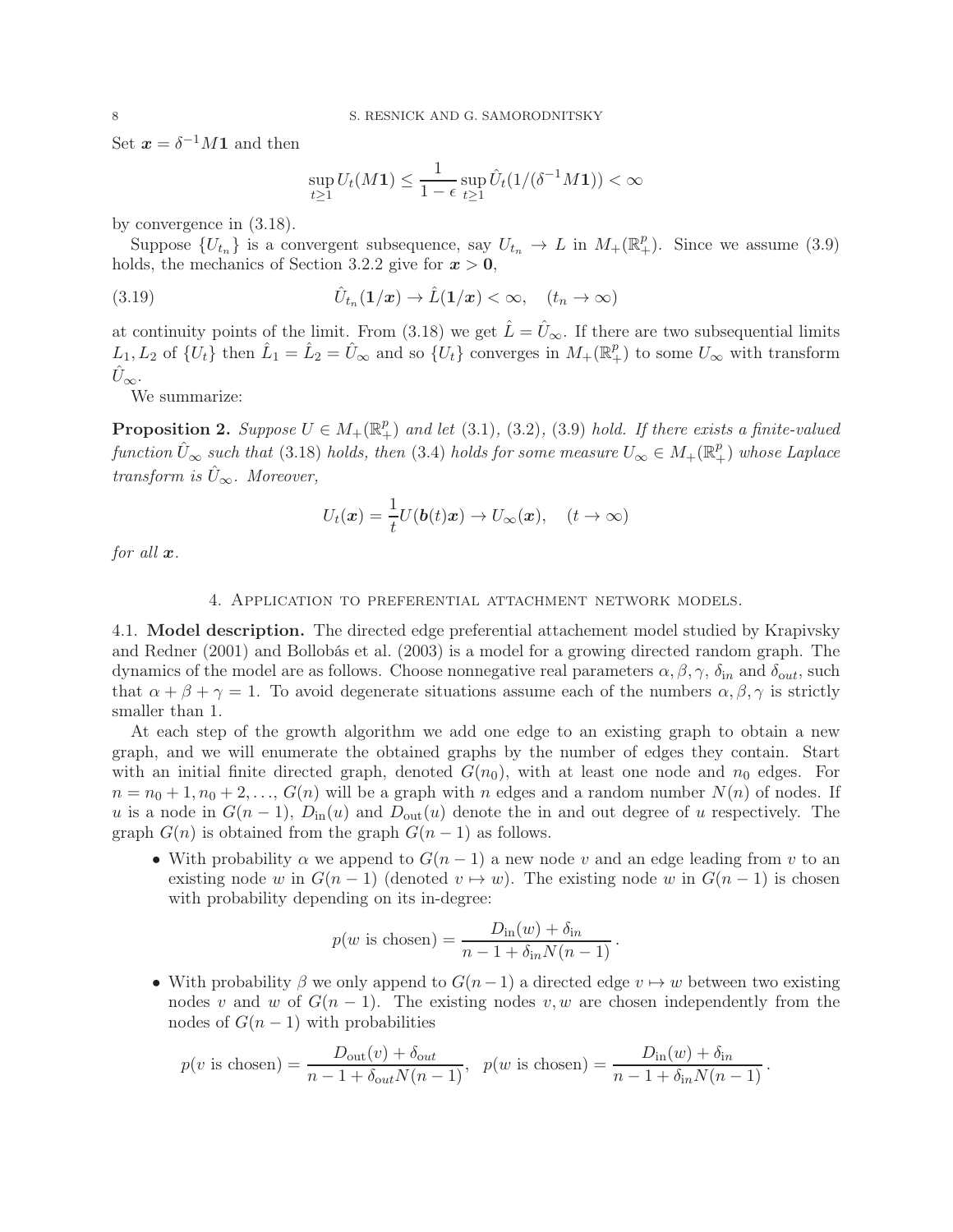Set $\boldsymbol{x} = \delta^{-1} M \mathbf{1}$ and then

$$\sup_{t \geq 1} U_t(M\mathbf{1}) \leq \frac{1}{1-\epsilon} \sup_{t\geq 1} \hat{U}_t(1/(\delta^{-1}M\mathbf{1})) < \infty$$

by convergence in (3.18).

Suppose $\{U_{t_n}\}$ is a convergent subsequence, say $U_{t_n} \to L$ in $M_+(\mathbb{R}_+^p)$. Since we assume (3.9) holds, the mechanics of Section 3.2.2 give for $\boldsymbol{x} > \mathbf{0}$,

$$\hat{U}_{t_n}(\mathbf{1}/\boldsymbol{x}) \to \hat{L}(\mathbf{1}/\boldsymbol{x}) < \infty, \quad (t_n \to \infty) \tag{3.19}$$

at continuity points of the limit. From (3.18) we get $\hat{L} = \hat{U}_\infty$. If there are two subsequential limits $L_1, L_2$ of $\{U_t\}$ then $\hat{L}_1 = \hat{L}_2 = \hat{U}_\infty$ and so $\{U_t\}$ converges in $M_+(\mathbb{R}_+^p)$ to some $U_\infty$ with transform $\hat{U}_\infty$.

We summarize:

**Proposition 2.** *Suppose $U \in M_+(\mathbb{R}_+^p)$ and let (3.1), (3.2), (3.9) hold. If there exists a finite-valued function $\hat{U}_\infty$ such that (3.18) holds, then (3.4) holds for some measure $U_\infty \in M_+(\mathbb{R}_+^p)$ whose Laplace transform is $\hat{U}_\infty$. Moreover,*

$$U_t(\boldsymbol{x}) = \frac{1}{t} U(\boldsymbol{b}(t)\boldsymbol{x}) \to U_\infty(\boldsymbol{x}), \quad (t \to \infty)$$

*for all $\boldsymbol{x}$.*

## 4. Application to preferential attachment network models.

**4.1. Model description.** The directed edge preferential attachement model studied by Krapivsky and Redner (2001) and Bollobás et al. (2003) is a model for a growing directed random graph. The dynamics of the model are as follows. Choose nonnegative real parameters $\alpha, \beta, \gamma$, $\delta_{\text{in}}$ and $\delta_{out}$, such that $\alpha + \beta + \gamma = 1$. To avoid degenerate situations assume each of the numbers $\alpha, \beta, \gamma$ is strictly smaller than 1.

At each step of the growth algorithm we add one edge to an existing graph to obtain a new graph, and we will enumerate the obtained graphs by the number of edges they contain. Start with an initial finite directed graph, denoted $G(n_0)$, with at least one node and $n_0$ edges. For $n = n_0+1, n_0+2, \ldots$, $G(n)$ will be a graph with $n$ edges and a random number $N(n)$ of nodes. If $u$ is a node in $G(n-1)$, $D_{\text{in}}(u)$ and $D_{\text{out}}(u)$ denote the in and out degree of $u$ respectively. The graph $G(n)$ is obtained from the graph $G(n-1)$ as follows.

- With probability $\alpha$ we append to $G(n-1)$ a new node $v$ and an edge leading from $v$ to an existing node $w$ in $G(n-1)$ (denoted $v \mapsto w$). The existing node $w$ in $G(n-1)$ is chosen with probability depending on its in-degree:

$$p(w \text{ is chosen}) = \frac{D_{\text{in}}(w) + \delta_{\text{in}}}{n - 1 + \delta_{\text{in}} N(n-1)}.$$

- With probability $\beta$ we only append to $G(n-1)$ a directed edge $v \mapsto w$ between two existing nodes $v$ and $w$ of $G(n-1)$. The existing nodes $v, w$ are chosen independently from the nodes of $G(n-1)$ with probabilities

$$p(v \text{ is chosen}) = \frac{D_{\text{out}}(v) + \delta_{\text{out}}}{n - 1 + \delta_{out} N(n-1)}, \quad p(w \text{ is chosen}) = \frac{D_{\text{in}}(w) + \delta_{\text{in}}}{n - 1 + \delta_{\text{in}} N(n-1)}.$$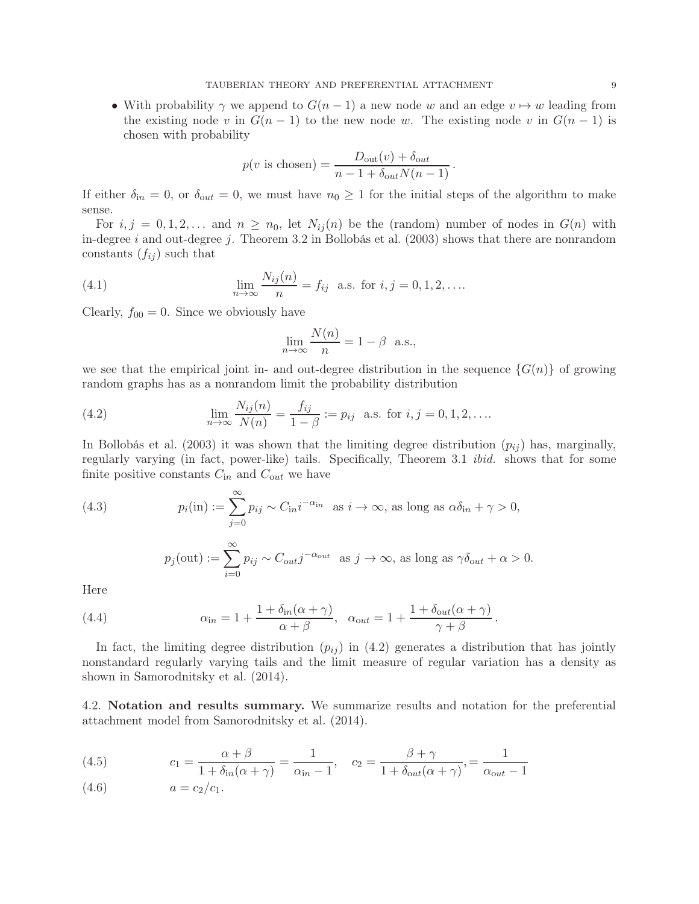- With probability $\gamma$ we append to $G(n-1)$ a new node $w$ and an edge $v \mapsto w$ leading from the existing node $v$ in $G(n-1)$ to the new node $w$. The existing node $v$ in $G(n-1)$ is chosen with probability

$$p(v \text{ is chosen}) = \frac{D_{\text{out}}(v) + \delta_{out}}{n - 1 + \delta_{out} N(n-1)}.$$

If either $\delta_{\text{in}} = 0$, or $\delta_{out} = 0$, we must have $n_0 \geq 1$ for the initial steps of the algorithm to make sense.

For $i, j = 0, 1, 2, \ldots$ and $n \geq n_0$, let $N_{ij}(n)$ be the (random) number of nodes in $G(n)$ with in-degree $i$ and out-degree $j$. Theorem 3.2 in Bollobás et al. (2003) shows that there are nonrandom constants $(f_{ij})$ such that

$$\lim_{n\to\infty} \frac{N_{ij}(n)}{n} = f_{ij} \quad \text{a.s. for } i, j = 0, 1, 2, \ldots. \tag{4.1}$$

Clearly, $f_{00} = 0$. Since we obviously have

$$\lim_{n\to\infty} \frac{N(n)}{n} = 1 - \beta \quad \text{a.s.},$$

we see that the empirical joint in- and out-degree distribution in the sequence $\{G(n)\}$ of growing random graphs has as a nonrandom limit the probability distribution

$$\lim_{n\to\infty} \frac{N_{ij}(n)}{N(n)} = \frac{f_{ij}}{1-\beta} := p_{ij} \quad \text{a.s. for } i, j = 0, 1, 2, \ldots. \tag{4.2}$$

In Bollobás et al. (2003) it was shown that the limiting degree distribution $(p_{ij})$ has, marginally, regularly varying (in fact, power-like) tails. Specifically, Theorem 3.1 *ibid.* shows that for some finite positive constants $C_{\text{in}}$ and $C_{out}$ we have

$$p_i(\text{in}) := \sum_{j=0}^{\infty} p_{ij} \sim C_{\text{in}} i^{-\alpha_{\text{in}}} \quad \text{as } i \to \infty, \text{ as long as } \alpha\delta_{\text{in}} + \gamma > 0, \tag{4.3}$$

$$p_j(\text{out}) := \sum_{i=0}^{\infty} p_{ij} \sim C_{\text{out}} j^{-\alpha_{out}} \quad \text{as } j \to \infty, \text{ as long as } \gamma\delta_{out} + \alpha > 0.$$

Here

$$\alpha_{\text{in}} = 1 + \frac{1 + \delta_{\text{in}}(\alpha + \gamma)}{\alpha + \beta}, \quad \alpha_{out} = 1 + \frac{1 + \delta_{out}(\alpha + \gamma)}{\gamma + \beta}. \tag{4.4}$$

In fact, the limiting degree distribution $(p_{ij})$ in (4.2) generates a distribution that has jointly nonstandard regularly varying tails and the limit measure of regular variation has a density as shown in Samorodnitsky et al. (2014).

4.2. **Notation and results summary.** We summarize results and notation for the preferential attachment model from Samorodnitsky et al. (2014).

$$c_1 = \frac{\alpha + \beta}{1 + \delta_{\text{in}}(\alpha + \gamma)} = \frac{1}{\alpha_{\text{in}} - 1}, \quad c_2 = \frac{\beta + \gamma}{1 + \delta_{out}(\alpha + \gamma)}, = \frac{1}{\alpha_{out} - 1} \tag{4.5}$$

$$a = c_2/c_1. \tag{4.6}$$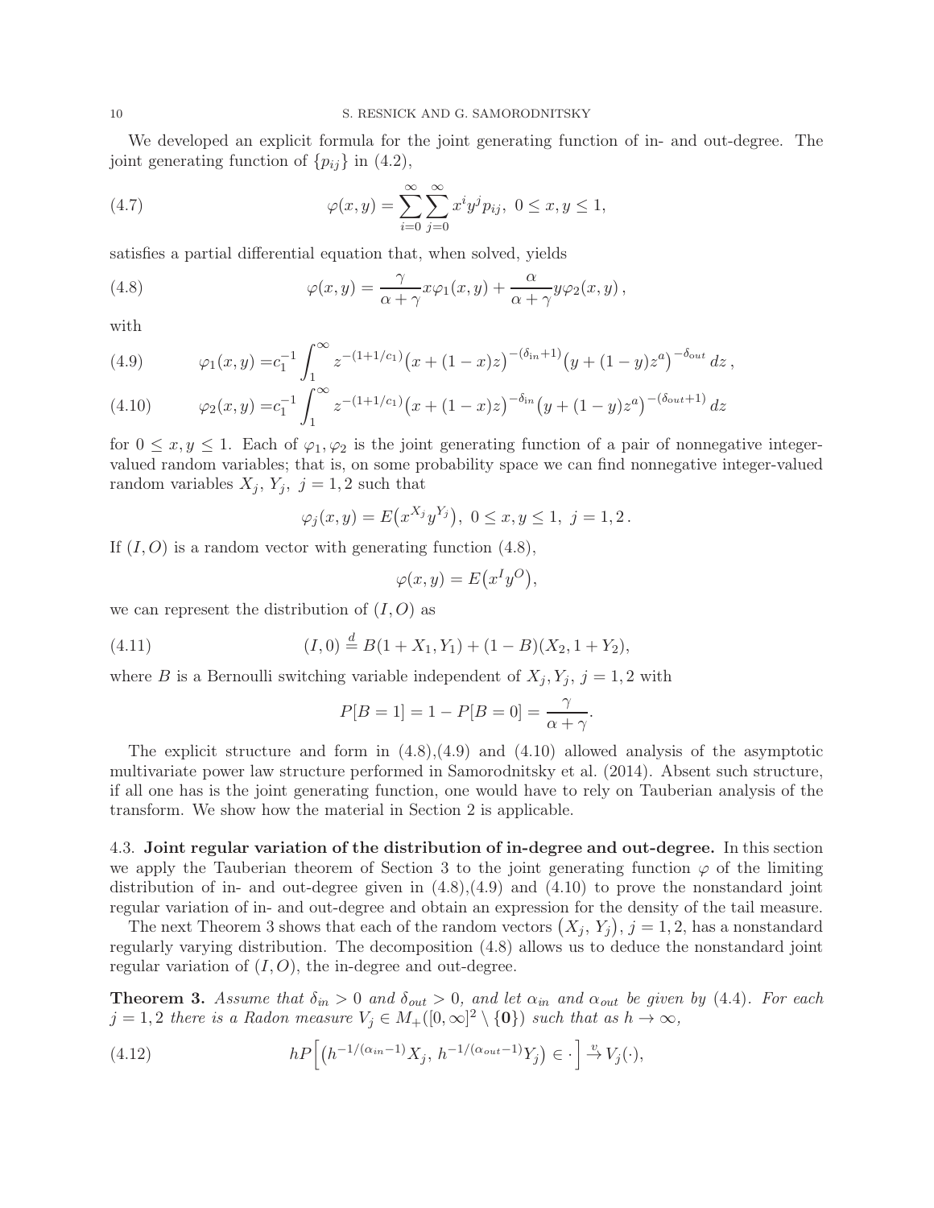We developed an explicit formula for the joint generating function of in- and out-degree. The joint generating function of $\{p_{ij}\}$ in (4.2),

$$\varphi(x,y)=\sum_{i=0}^{\infty}\sum_{j=0}^{\infty}x^i y^j p_{ij},\ 0\le x,y\le 1, \tag{4.7}$$

satisfies a partial differential equation that, when solved, yields

$$\varphi(x,y)=\frac{\gamma}{\alpha+\gamma}x\varphi_1(x,y)+\frac{\alpha}{\alpha+\gamma}y\varphi_2(x,y)\,, \tag{4.8}$$

with

$$\varphi_1(x,y)=c_1^{-1}\int_1^\infty z^{-(1+1/c_1)}\big(x+(1-x)z\big)^{-(\delta_{in}+1)}\big(y+(1-y)z^a\big)^{-\delta_{out}}\,dz\,, \tag{4.9}$$

$$\varphi_2(x,y)=c_1^{-1}\int_1^\infty z^{-(1+1/c_1)}\big(x+(1-x)z\big)^{-\delta_{in}}\big(y+(1-y)z^a\big)^{-(\delta_{out}+1)}\,dz \tag{4.10}$$

for $0\le x,y\le 1$. Each of $\varphi_1,\varphi_2$ is the joint generating function of a pair of nonnegative integer-valued random variables; that is, on some probability space we can find nonnegative integer-valued random variables $X_j,\ Y_j,\ j=1,2$ such that

$$\varphi_j(x,y)=E\big(x^{X_j}y^{Y_j}\big),\ 0\le x,y\le 1,\ j=1,2\,.$$

If $(I,O)$ is a random vector with generating function (4.8),

$$\varphi(x,y)=E\big(x^I y^O\big),$$

we can represent the distribution of $(I,O)$ as

$$(I,0)\stackrel{d}{=}B(1+X_1,Y_1)+(1-B)(X_2,1+Y_2), \tag{4.11}$$

where $B$ is a Bernoulli switching variable independent of $X_j,Y_j,\ j=1,2$ with

$$P[B=1]=1-P[B=0]=\frac{\gamma}{\alpha+\gamma}.$$

The explicit structure and form in (4.8),(4.9) and (4.10) allowed analysis of the asymptotic multivariate power law structure performed in Samorodnitsky et al. (2014). Absent such structure, if all one has is the joint generating function, one would have to rely on Tauberian analysis of the transform. We show how the material in Section 2 is applicable.

### 4.3. Joint regular variation of the distribution of in-degree and out-degree.

In this section we apply the Tauberian theorem of Section 3 to the joint generating function $\varphi$ of the limiting distribution of in- and out-degree given in (4.8),(4.9) and (4.10) to prove the nonstandard joint regular variation of in- and out-degree and obtain an expression for the density of the tail measure.

The next Theorem 3 shows that each of the random vectors $\big(X_j,\,Y_j\big),\ j=1,2$, has a nonstandard regularly varying distribution. The decomposition (4.8) allows us to deduce the nonstandard joint regular variation of $(I,O)$, the in-degree and out-degree.

**Theorem 3.** *Assume that $\delta_{in}>0$ and $\delta_{out}>0$, and let $\alpha_{in}$ and $\alpha_{out}$ be given by (4.4). For each $j=1,2$ there is a Radon measure $V_j\in M_+([0,\infty]^2\setminus\{\mathbf{0}\})$ such that as $h\to\infty$,*

$$hP\Big[\big(h^{-1/(\alpha_{in}-1)}X_j,\ h^{-1/(\alpha_{out}-1)}Y_j\big)\in\cdot\,\Big]\stackrel{v}{\to}V_j(\cdot), \tag{4.12}$$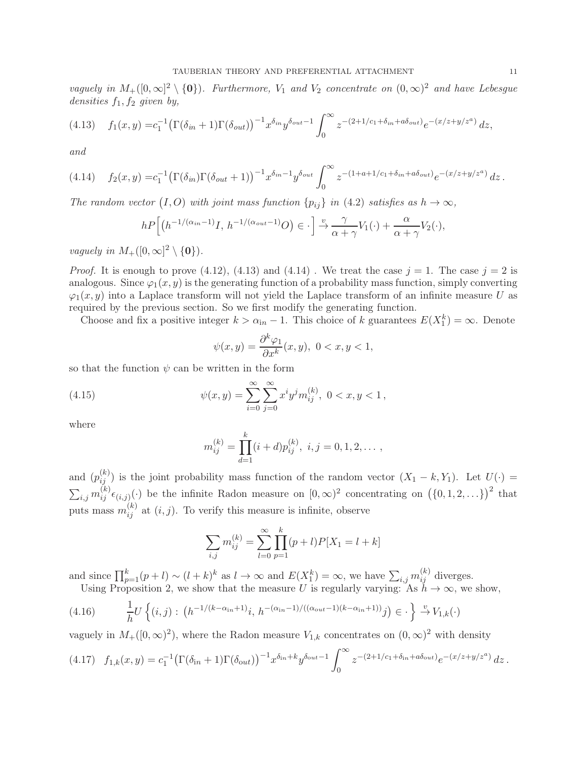*vaguely in $M_+([0,\infty]^2 \setminus \{\mathbf{0}\})$. Furthermore, $V_1$ and $V_2$ concentrate on $(0,\infty)^2$ and have Lebesgue densities $f_1, f_2$ given by,*

$$f_1(x,y) = c_1^{-1}\big(\Gamma(\delta_{in}+1)\Gamma(\delta_{out})\big)^{-1} x^{\delta_{in}} y^{\delta_{out}-1} \int_0^\infty z^{-(2+1/c_1+\delta_{in}+a\delta_{out})} e^{-(x/z+y/z^a)}\,dz, \tag{4.13}$$

*and*

$$f_2(x,y) = c_1^{-1}\big(\Gamma(\delta_{in})\Gamma(\delta_{out}+1)\big)^{-1} x^{\delta_{in}-1} y^{\delta_{out}} \int_0^\infty z^{-(1+a+1/c_1+\delta_{in}+a\delta_{out})} e^{-(x/z+y/z^a)}\,dz\,. \tag{4.14}$$

*The random vector $(I,O)$ with joint mass function $\{p_{ij}\}$ in (4.2) satisfies as $h\to\infty$,*

$$hP\Big[\big(h^{-1/(\alpha_{in}-1)}I,\ h^{-1/(\alpha_{out}-1)}O\big) \in \cdot\,\Big] \xrightarrow{v} \frac{\gamma}{\alpha+\gamma}V_1(\cdot) + \frac{\alpha}{\alpha+\gamma}V_2(\cdot),$$

*vaguely in $M_+([0,\infty]^2 \setminus \{\mathbf{0}\})$.*

*Proof.* It is enough to prove (4.12), (4.13) and (4.14) . We treat the case $j=1$. The case $j=2$ is analogous. Since $\varphi_1(x,y)$ is the generating function of a probability mass function, simply converting $\varphi_1(x,y)$ into a Laplace transform will not yield the Laplace transform of an infinite measure $U$ as required by the previous section. So we first modify the generating function.

Choose and fix a positive integer $k > \alpha_{\rm in} - 1$. This choice of $k$ guarantees $E(X_1^k)=\infty$. Denote

$$\psi(x,y) = \frac{\partial^k \varphi_1}{\partial x^k}(x,y),\ 0<x,y<1,$$

so that the function $\psi$ can be written in the form

$$\psi(x,y) = \sum_{i=0}^\infty \sum_{j=0}^\infty x^i y^j m_{ij}^{(k)},\ 0<x,y<1\,, \tag{4.15}$$

where

$$m_{ij}^{(k)} = \prod_{d=1}^k (i+d) p_{ij}^{(k)},\ i,j=0,1,2,\dots\,,$$

and $(p_{ij}^{(k)})$ is the joint probability mass function of the random vector $(X_1-k, Y_1)$. Let $U(\cdot) = \sum_{i,j} m_{ij}^{(k)} \epsilon_{(i,j)}(\cdot)$ be the infinite Radon measure on $[0,\infty)^2$ concentrating on $\big(\{0,1,2,\dots\}\big)^2$ that puts mass $m_{ij}^{(k)}$ at $(i,j)$. To verify this measure is infinite, observe

$$\sum_{i,j} m_{ij}^{(k)} = \sum_{l=0}^\infty \prod_{p=1}^k (p+l) P[X_1 = l+k]$$

and since $\prod_{p=1}^k (p+l) \sim (l+k)^k$ as $l\to\infty$ and $E(X_1^k)=\infty$, we have $\sum_{i,j} m_{ij}^{(k)}$ diverges.

Using Proposition 2, we show that the measure $U$ is regularly varying: As $h\to\infty$, we show,

$$\frac{1}{h} U\left\{(i,j) : \big(h^{-1/(k-\alpha_{\rm in}+1)} i,\ h^{-(\alpha_{\rm in}-1)/((\alpha_{\rm out}-1)(k-\alpha_{\rm in}+1))} j\big) \in \cdot\,\right\} \xrightarrow{v} V_{1,k}(\cdot) \tag{4.16}$$

vaguely in $M_+([0,\infty)^2)$, where the Radon measure $V_{1,k}$ concentrates on $(0,\infty)^2$ with density

$$f_{1,k}(x,y) = c_1^{-1}\big(\Gamma(\delta_{\rm in}+1)\Gamma(\delta_{\rm out})\big)^{-1} x^{\delta_{\rm in}+k} y^{\delta_{\rm out}-1} \int_0^\infty z^{-(2+1/c_1+\delta_{\rm in}+a\delta_{\rm out})} e^{-(x/z+y/z^a)}\,dz\,. \tag{4.17}$$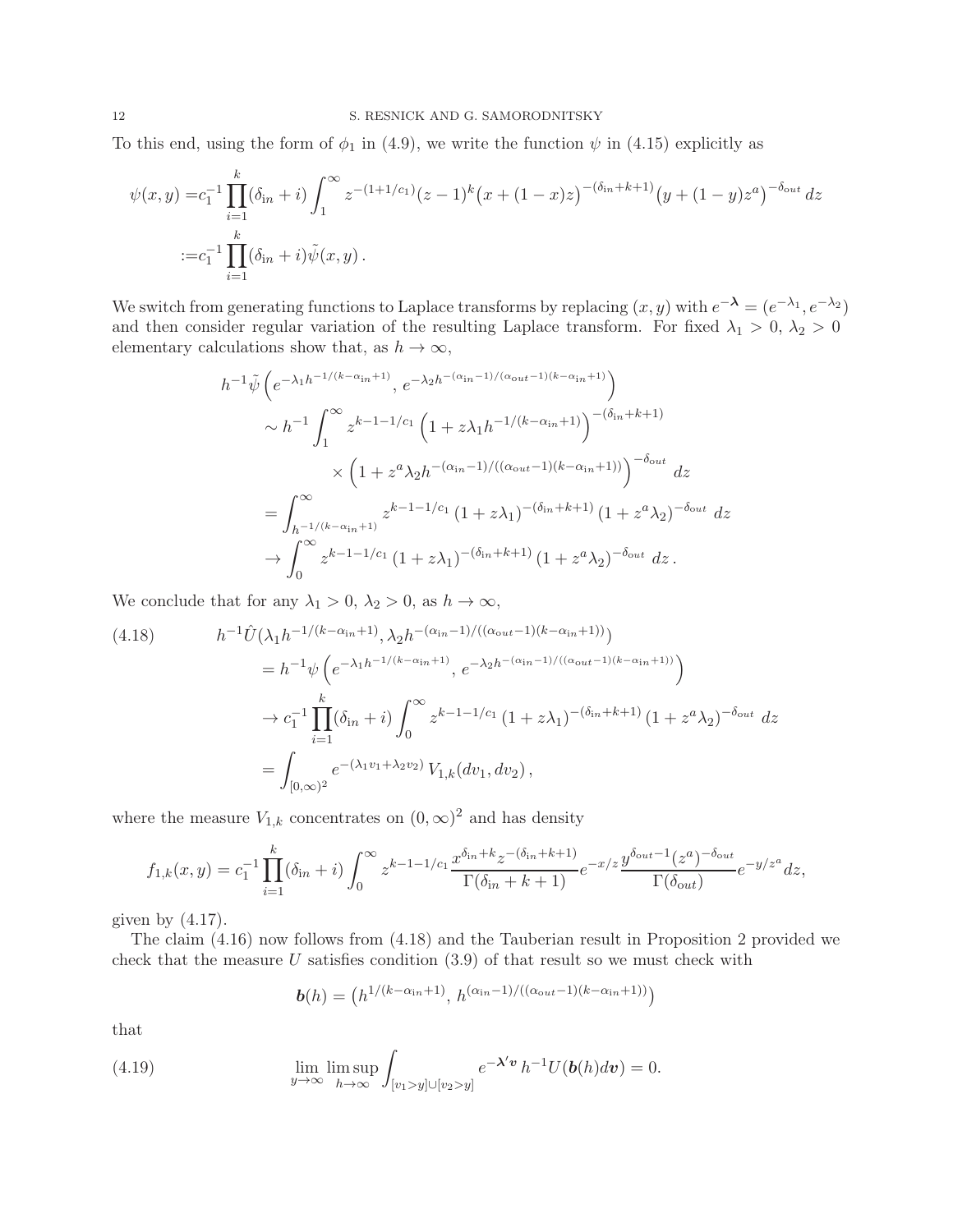To this end, using the form of $\phi_1$ in (4.9), we write the function $\psi$ in (4.15) explicitly as

$$
\begin{aligned}
\psi(x,y) =& c_1^{-1}\prod_{i=1}^k(\delta_{\rm in}+i)\int_1^\infty z^{-(1+1/c_1)}(z-1)^k\big(x+(1-x)z\big)^{-(\delta_{\rm in}+k+1)}\big(y+(1-y)z^a\big)^{-\delta_{\rm out}}\,dz\\
:=& c_1^{-1}\prod_{i=1}^k(\delta_{\rm in}+i)\tilde\psi(x,y)\,.
\end{aligned}
$$

We switch from generating functions to Laplace transforms by replacing $(x,y)$ with $e^{-\boldsymbol{\lambda}}=(e^{-\lambda_1},e^{-\lambda_2})$ and then consider regular variation of the resulting Laplace transform. For fixed $\lambda_1>0$, $\lambda_2>0$ elementary calculations show that, as $h\to\infty$,

$$
\begin{aligned}
&h^{-1}\tilde\psi\left(e^{-\lambda_1 h^{-1/(k-\alpha_{\rm in}+1)}},\, e^{-\lambda_2 h^{-(\alpha_{\rm in}-1)/(\alpha_{out}-1)(k-\alpha_{\rm in}+1)}}\right)\\
&\sim h^{-1}\int_1^\infty z^{k-1-1/c_1}\left(1+z\lambda_1 h^{-1/(k-\alpha_{\rm in}+1)}\right)^{-(\delta_{\rm in}+k+1)}\\
&\qquad\times\left(1+z^a\lambda_2 h^{-(\alpha_{\rm in}-1)/((\alpha_{out}-1)(k-\alpha_{\rm in}+1))}\right)^{-\delta_{\rm out}}\,dz\\
&=\int_{h^{-1/(k-\alpha_{\rm in}+1)}}^\infty z^{k-1-1/c_1}\left(1+z\lambda_1\right)^{-(\delta_{\rm in}+k+1)}\left(1+z^a\lambda_2\right)^{-\delta_{\rm out}}\,dz\\
&\to\int_0^\infty z^{k-1-1/c_1}\left(1+z\lambda_1\right)^{-(\delta_{\rm in}+k+1)}\left(1+z^a\lambda_2\right)^{-\delta_{\rm out}}\,dz\,.
\end{aligned}
$$

We conclude that for any $\lambda_1>0$, $\lambda_2>0$, as $h\to\infty$,

$$
\begin{aligned}
(4.18)\qquad & h^{-1}\hat U(\lambda_1 h^{-1/(k-\alpha_{\rm in}+1)},\lambda_2 h^{-(\alpha_{\rm in}-1)/((\alpha_{out}-1)(k-\alpha_{\rm in}+1))})\\
&=h^{-1}\psi\left(e^{-\lambda_1 h^{-1/(k-\alpha_{\rm in}+1)}},\, e^{-\lambda_2 h^{-(\alpha_{\rm in}-1)/((\alpha_{out}-1)(k-\alpha_{\rm in}+1))}}\right)\\
&\to c_1^{-1}\prod_{i=1}^k(\delta_{\rm in}+i)\int_0^\infty z^{k-1-1/c_1}\left(1+z\lambda_1\right)^{-(\delta_{\rm in}+k+1)}\left(1+z^a\lambda_2\right)^{-\delta_{\rm out}}\,dz\\
&=\int_{[0,\infty)^2}e^{-(\lambda_1 v_1+\lambda_2 v_2)}\,V_{1,k}(dv_1,dv_2)\,,
\end{aligned}
$$

where the measure $V_{1,k}$ concentrates on $(0,\infty)^2$ and has density

$$
f_{1,k}(x,y)=c_1^{-1}\prod_{i=1}^k(\delta_{\rm in}+i)\int_0^\infty z^{k-1-1/c_1}\frac{x^{\delta_{\rm in}+k}z^{-(\delta_{\rm in}+k+1)}}{\Gamma(\delta_{\rm in}+k+1)}e^{-x/z}\frac{y^{\delta_{\rm out}-1}(z^a)^{-\delta_{\rm out}}}{\Gamma(\delta_{out})}e^{-y/z^a}dz,
$$

given by (4.17).

The claim (4.16) now follows from (4.18) and the Tauberian result in Proposition 2 provided we check that the measure $U$ satisfies condition (3.9) of that result so we must check with

$$
\boldsymbol{b}(h)=\left(h^{1/(k-\alpha_{\rm in}+1)},\,h^{(\alpha_{\rm in}-1)/((\alpha_{out}-1)(k-\alpha_{\rm in}+1))}\right)
$$

that

$$
\lim_{y\to\infty}\limsup_{h\to\infty}\int_{[v_1>y]\cup[v_2>y]}e^{-\boldsymbol{\lambda}'\boldsymbol{v}}\,h^{-1}U(\boldsymbol{b}(h)d\boldsymbol{v})=0. \tag{4.19}
$$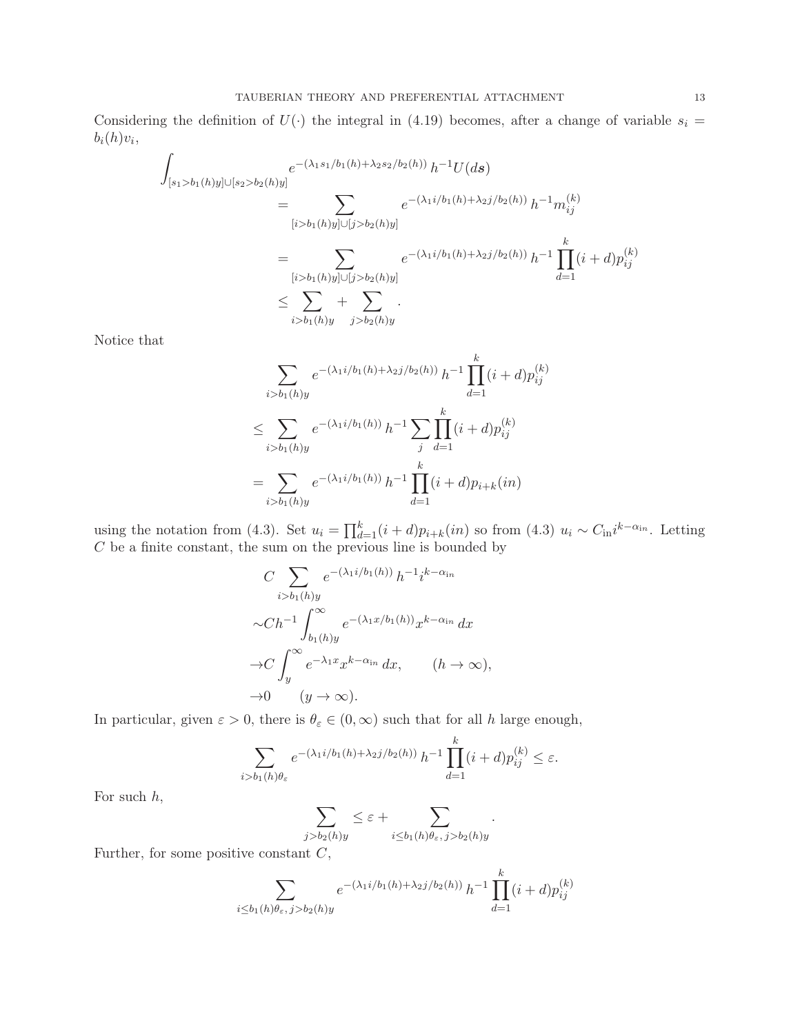Considering the definition of $U(\cdot)$ the integral in (4.19) becomes, after a change of variable $s_i = b_i(h)v_i$,

$$
\begin{aligned}
\int_{[s_1 > b_1(h)y] \cup [s_2 > b_2(h)y]} & e^{-(\lambda_1 s_1/b_1(h) + \lambda_2 s_2/b_2(h))}\, h^{-1} U(d\boldsymbol{s}) \\
&= \sum_{[i > b_1(h)y] \cup [j > b_2(h)y]} e^{-(\lambda_1 i/b_1(h) + \lambda_2 j/b_2(h))}\, h^{-1} m_{ij}^{(k)} \\
&= \sum_{[i > b_1(h)y] \cup [j > b_2(h)y]} e^{-(\lambda_1 i/b_1(h) + \lambda_2 j/b_2(h))}\, h^{-1} \prod_{d=1}^{k} (i+d) p_{ij}^{(k)} \\
&\le \sum_{i > b_1(h)y} + \sum_{j > b_2(h)y} .
\end{aligned}
$$

Notice that

$$
\begin{aligned}
&\sum_{i > b_1(h)y} e^{-(\lambda_1 i/b_1(h) + \lambda_2 j/b_2(h))}\, h^{-1} \prod_{d=1}^{k} (i+d) p_{ij}^{(k)} \\
\le &\sum_{i > b_1(h)y} e^{-(\lambda_1 i/b_1(h))}\, h^{-1} \sum_{j} \prod_{d=1}^{k} (i+d) p_{ij}^{(k)} \\
= &\sum_{i > b_1(h)y} e^{-(\lambda_1 i/b_1(h))}\, h^{-1} \prod_{d=1}^{k} (i+d) p_{i+k}(in)
\end{aligned}
$$

using the notation from (4.3). Set $u_i = \prod_{d=1}^{k} (i+d) p_{i+k}(in)$ so from (4.3) $u_i \sim C_{\text{in}} i^{k-\alpha_{\text{in}}}$. Letting $C$ be a finite constant, the sum on the previous line is bounded by

$$
\begin{aligned}
&C \sum_{i > b_1(h)y} e^{-(\lambda_1 i/b_1(h))}\, h^{-1} i^{k-\alpha_{\text{in}}} \\
\sim &C h^{-1} \int_{b_1(h)y}^{\infty} e^{-(\lambda_1 x/b_1(h))} x^{k-\alpha_{\text{in}}}\, dx \\
\to &C \int_{y}^{\infty} e^{-\lambda_1 x} x^{k-\alpha_{\text{in}}}\, dx, \qquad (h \to \infty), \\
\to &0 \qquad (y \to \infty).
\end{aligned}
$$

In particular, given $\varepsilon > 0$, there is $\theta_\varepsilon \in (0, \infty)$ such that for all $h$ large enough,

$$
\sum_{i > b_1(h)\theta_\varepsilon} e^{-(\lambda_1 i/b_1(h) + \lambda_2 j/b_2(h))}\, h^{-1} \prod_{d=1}^{k} (i+d) p_{ij}^{(k)} \le \varepsilon.
$$

For such $h$,

$$
\sum_{j > b_2(h)y} \le \varepsilon + \sum_{i \le b_1(h)\theta_\varepsilon,\, j > b_2(h)y} .
$$

Further, for some positive constant $C$,

$$
\sum_{i \le b_1(h)\theta_\varepsilon,\, j > b_2(h)y} e^{-(\lambda_1 i/b_1(h) + \lambda_2 j/b_2(h))}\, h^{-1} \prod_{d=1}^{k} (i+d) p_{ij}^{(k)}
$$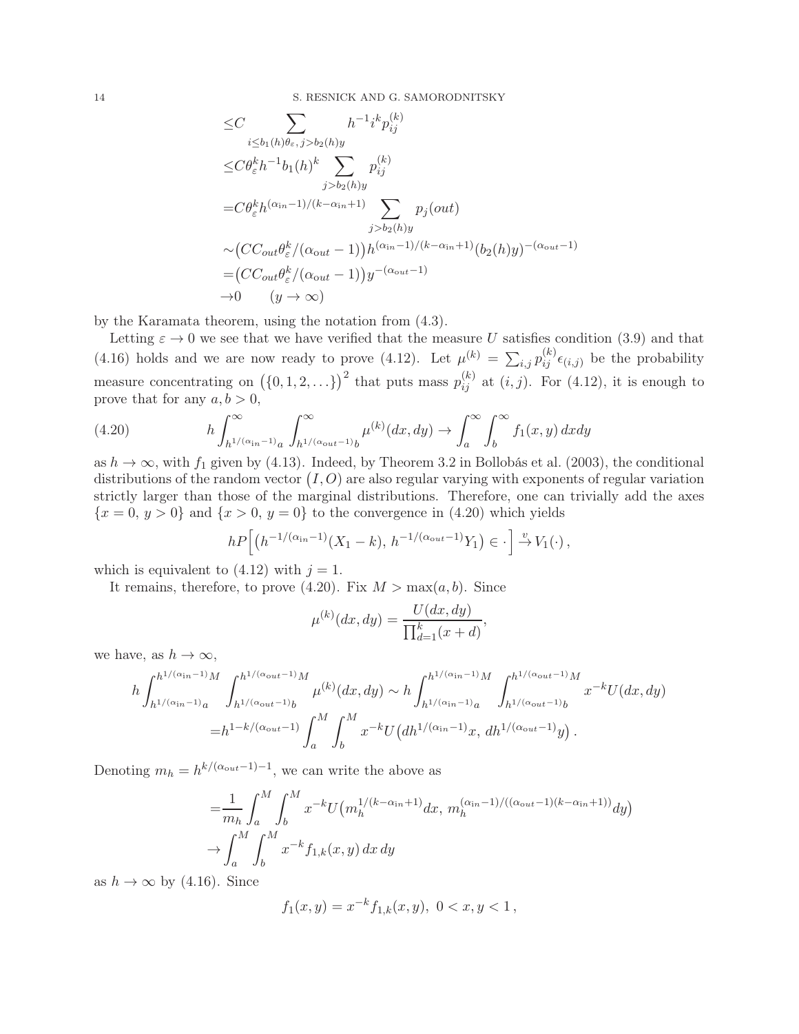$$
\begin{aligned}
&\leq C \sum_{i \leq b_1(h)\theta_\varepsilon,\, j > b_2(h)y} h^{-1} i^k p_{ij}^{(k)} \\
&\leq C\theta_\varepsilon^k h^{-1} b_1(h)^k \sum_{j > b_2(h)y} p_{ij}^{(k)} \\
&= C\theta_\varepsilon^k h^{(\alpha_{\rm in}-1)/(k-\alpha_{\rm in}+1)} \sum_{j > b_2(h)y} p_j(out) \\
&\sim \big(CC_{out}\theta_\varepsilon^k/(\alpha_{out}-1)\big) h^{(\alpha_{\rm in}-1)/(k-\alpha_{\rm in}+1)} (b_2(h)y)^{-(\alpha_{\rm out}-1)} \\
&= \big(CC_{out}\theta_\varepsilon^k/(\alpha_{out}-1)\big) y^{-(\alpha_{\rm out}-1)} \\
&\to 0 \qquad (y \to \infty)
\end{aligned}
$$

by the Karamata theorem, using the notation from (4.3).

Letting $\varepsilon \to 0$ we see that we have verified that the measure $U$ satisfies condition (3.9) and that (4.16) holds and we are now ready to prove (4.12). Let $\mu^{(k)} = \sum_{i,j} p_{ij}^{(k)} \epsilon_{(i,j)}$ be the probability measure concentrating on $\big(\{0,1,2,\dots\}\big)^2$ that puts mass $p_{ij}^{(k)}$ at $(i,j)$. For (4.12), it is enough to prove that for any $a,b>0$,

$$
h \int_{h^{1/(\alpha_{\rm in}-1)}a}^{\infty} \int_{h^{1/(\alpha_{out}-1)}b}^{\infty} \mu^{(k)}(dx,dy) \to \int_a^\infty \int_b^\infty f_1(x,y)\,dxdy \tag{4.20}
$$

as $h \to \infty$, with $f_1$ given by (4.13). Indeed, by Theorem 3.2 in Bollobás et al. (2003), the conditional distributions of the random vector $(I,O)$ are also regular varying with exponents of regular variation strictly larger than those of the marginal distributions. Therefore, one can trivially add the axes $\{x=0,\, y>0\}$ and $\{x>0,\, y=0\}$ to the convergence in (4.20) which yields

$$
hP\Big[\big(h^{-1/(\alpha_{\rm in}-1)}(X_1-k),\, h^{-1/(\alpha_{out}-1)}Y_1\big) \in \cdot\,\Big] \xrightarrow{v} V_1(\cdot)\,,
$$

which is equivalent to (4.12) with $j=1$.

It remains, therefore, to prove (4.20). Fix $M > \max(a,b)$. Since

$$
\mu^{(k)}(dx,dy) = \frac{U(dx,dy)}{\prod_{d=1}^k (x+d)},
$$

we have, as $h \to \infty$,

$$
\begin{aligned}
h \int_{h^{1/(\alpha_{\rm in}-1)}a}^{h^{1/(\alpha_{\rm in}-1)}M} \int_{h^{1/(\alpha_{out}-1)}b}^{h^{1/(\alpha_{out}-1)}M} \mu^{(k)}(dx,dy) &\sim h \int_{h^{1/(\alpha_{\rm in}-1)}a}^{h^{1/(\alpha_{\rm in}-1)}M} \int_{h^{1/(\alpha_{out}-1)}b}^{h^{1/(\alpha_{out}-1)}M} x^{-k} U(dx,dy) \\
&= h^{1-k/(\alpha_{out}-1)} \int_a^M \int_b^M x^{-k} U\big(dh^{1/(\alpha_{\rm in}-1)}x,\, dh^{1/(\alpha_{out}-1)}y\big)\,.
\end{aligned}
$$

Denoting $m_h = h^{k/(\alpha_{out}-1)-1}$, we can write the above as

$$
\begin{aligned}
&= \frac{1}{m_h} \int_a^M \int_b^M x^{-k} U\big(m_h^{1/(k-\alpha_{\rm in}+1)}dx,\, m_h^{(\alpha_{\rm in}-1)/((\alpha_{out}-1)(k-\alpha_{\rm in}+1))}dy\big) \\
&\to \int_a^M \int_b^M x^{-k} f_{1,k}(x,y)\,dx\,dy
\end{aligned}
$$

as $h \to \infty$ by (4.16). Since

$$
f_1(x,y) = x^{-k} f_{1,k}(x,y),\ 0 < x,y < 1\,,
$$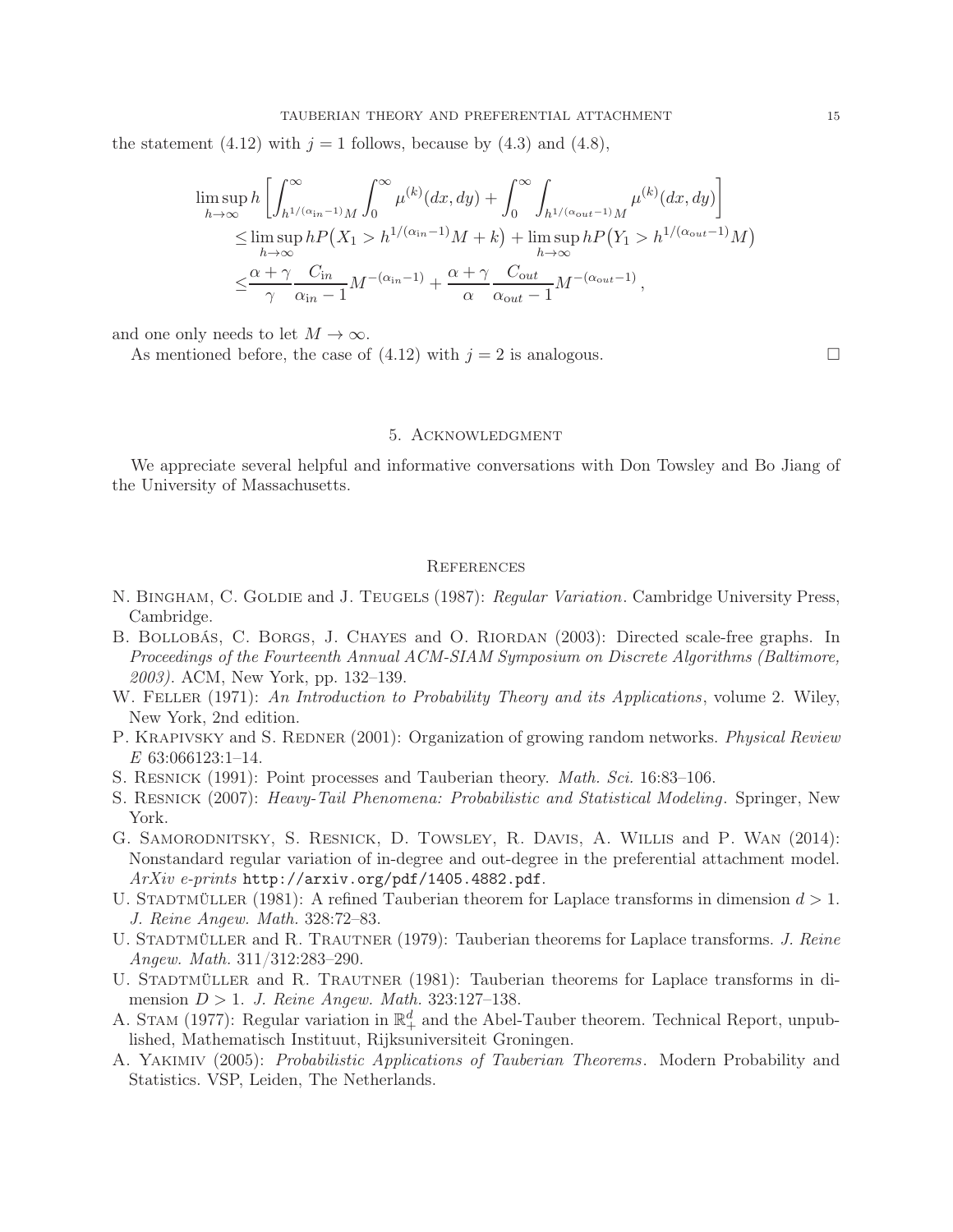the statement (4.12) with $j = 1$ follows, because by (4.3) and (4.8),

$$
\begin{aligned}
&\limsup_{h\to\infty} h\left[\int_{h^{1/(\alpha_{\text{in}}-1)}M}^{\infty}\int_0^{\infty}\mu^{(k)}(dx,dy)+\int_0^{\infty}\int_{h^{1/(\alpha_{out}-1)}M}^{\infty}\mu^{(k)}(dx,dy)\right] \\
&\le \limsup_{h\to\infty} hP\big(X_1 > h^{1/(\alpha_{\text{in}}-1)}M + k\big) + \limsup_{h\to\infty} hP\big(Y_1 > h^{1/(\alpha_{out}-1)}M\big) \\
&\le \frac{\alpha+\gamma}{\gamma}\frac{C_{\text{in}}}{\alpha_{\text{in}}-1}M^{-(\alpha_{\text{in}}-1)} + \frac{\alpha+\gamma}{\alpha}\frac{C_{out}}{\alpha_{out}-1}M^{-(\alpha_{out}-1)}\,,
\end{aligned}
$$

and one only needs to let $M \to \infty$.

As mentioned before, the case of (4.12) with $j = 2$ is analogous. □

## 5. Acknowledgment

We appreciate several helpful and informative conversations with Don Towsley and Bo Jiang of the University of Massachusetts.

## References

N. Bingham, C. Goldie and J. Teugels (1987): *Regular Variation*. Cambridge University Press, Cambridge.

B. Bollobás, C. Borgs, J. Chayes and O. Riordan (2003): Directed scale-free graphs. In *Proceedings of the Fourteenth Annual ACM-SIAM Symposium on Discrete Algorithms (Baltimore, 2003)*. ACM, New York, pp. 132–139.

W. Feller (1971): *An Introduction to Probability Theory and its Applications*, volume 2. Wiley, New York, 2nd edition.

P. Krapivsky and S. Redner (2001): Organization of growing random networks. *Physical Review E* 63:066123:1–14.

S. Resnick (1991): Point processes and Tauberian theory. *Math. Sci.* 16:83–106.

S. Resnick (2007): *Heavy-Tail Phenomena: Probabilistic and Statistical Modeling*. Springer, New York.

G. Samorodnitsky, S. Resnick, D. Towsley, R. Davis, A. Willis and P. Wan (2014): Nonstandard regular variation of in-degree and out-degree in the preferential attachment model. *ArXiv e-prints* `http://arxiv.org/pdf/1405.4882.pdf`.

U. Stadtmüller (1981): A refined Tauberian theorem for Laplace transforms in dimension $d > 1$. *J. Reine Angew. Math.* 328:72–83.

U. Stadtmüller and R. Trautner (1979): Tauberian theorems for Laplace transforms. *J. Reine Angew. Math.* 311/312:283–290.

U. Stadtmüller and R. Trautner (1981): Tauberian theorems for Laplace transforms in dimension $D > 1$. *J. Reine Angew. Math.* 323:127–138.

A. Stam (1977): Regular variation in $\mathbb{R}_+^d$ and the Abel-Tauber theorem. Technical Report, unpublished, Mathematisch Instituut, Rijksuniversiteit Groningen.

A. Yakimiv (2005): *Probabilistic Applications of Tauberian Theorems*. Modern Probability and Statistics. VSP, Leiden, The Netherlands.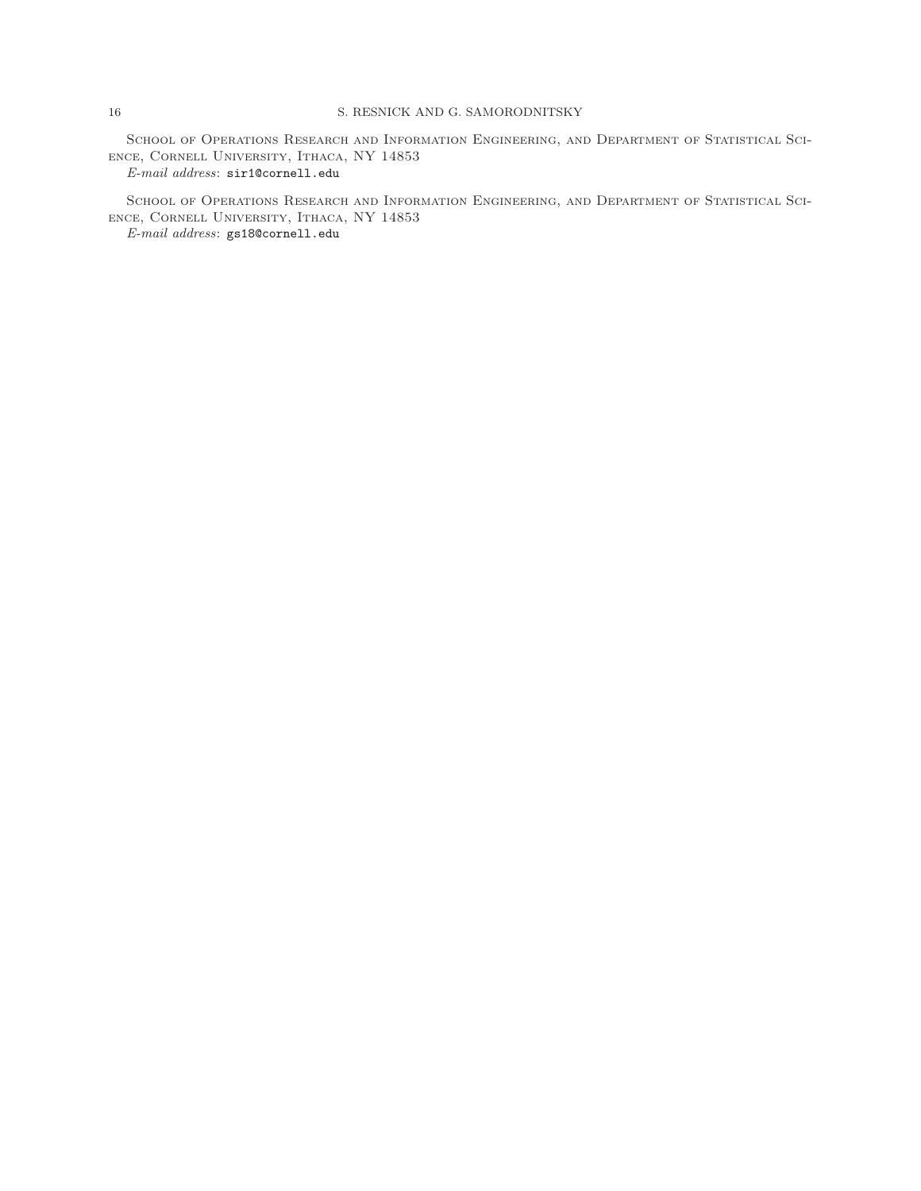School of Operations Research and Information Engineering, and Department of Statistical Science, Cornell University, Ithaca, NY 14853

*E-mail address*: sir1@cornell.edu

School of Operations Research and Information Engineering, and Department of Statistical Science, Cornell University, Ithaca, NY 14853

*E-mail address*: gs18@cornell.edu